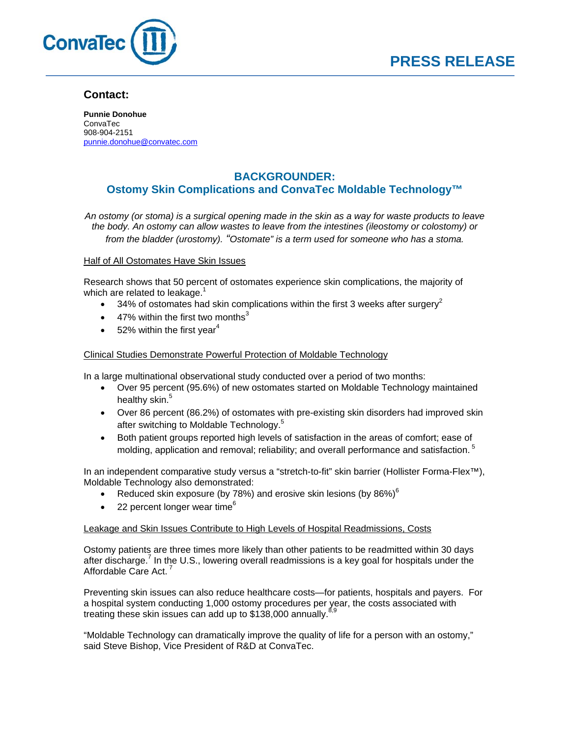ConvaTec

# PRESS RELEASE

**Contact:**

**Punnie Donohue**
ConvaTec
908-904-2151
punnie.donohue@convatec.com

## BACKGROUNDER:
## Ostomy Skin Complications and ConvaTec Moldable Technology™

*An ostomy (or stoma) is a surgical opening made in the skin as a way for waste products to leave the body. An ostomy can allow wastes to leave from the intestines (ileostomy or colostomy) or from the bladder (urostomy). "Ostomate" is a term used for someone who has a stoma.*

### Half of All Ostomates Have Skin Issues

Research shows that 50 percent of ostomates experience skin complications, the majority of which are related to leakage.[1]

- 34% of ostomates had skin complications within the first 3 weeks after surgery[2]
- 47% within the first two months[3]
- 52% within the first year[4]

### Clinical Studies Demonstrate Powerful Protection of Moldable Technology

In a large multinational observational study conducted over a period of two months:

- Over 95 percent (95.6%) of new ostomates started on Moldable Technology maintained healthy skin.[5]
- Over 86 percent (86.2%) of ostomates with pre-existing skin disorders had improved skin after switching to Moldable Technology.[5]
- Both patient groups reported high levels of satisfaction in the areas of comfort; ease of molding, application and removal; reliability; and overall performance and satisfaction.[5]

In an independent comparative study versus a "stretch-to-fit" skin barrier (Hollister Forma-Flex™), Moldable Technology also demonstrated:

- Reduced skin exposure (by 78%) and erosive skin lesions (by 86%)[6]
- 22 percent longer wear time[6]

### Leakage and Skin Issues Contribute to High Levels of Hospital Readmissions, Costs

Ostomy patients are three times more likely than other patients to be readmitted within 30 days after discharge.[7] In the U.S., lowering overall readmissions is a key goal for hospitals under the Affordable Care Act.[7]

Preventing skin issues can also reduce healthcare costs—for patients, hospitals and payers. For a hospital system conducting 1,000 ostomy procedures per year, the costs associated with treating these skin issues can add up to $138,000 annually.[8,9]

"Moldable Technology can dramatically improve the quality of life for a person with an ostomy," said Steve Bishop, Vice President of R&D at ConvaTec.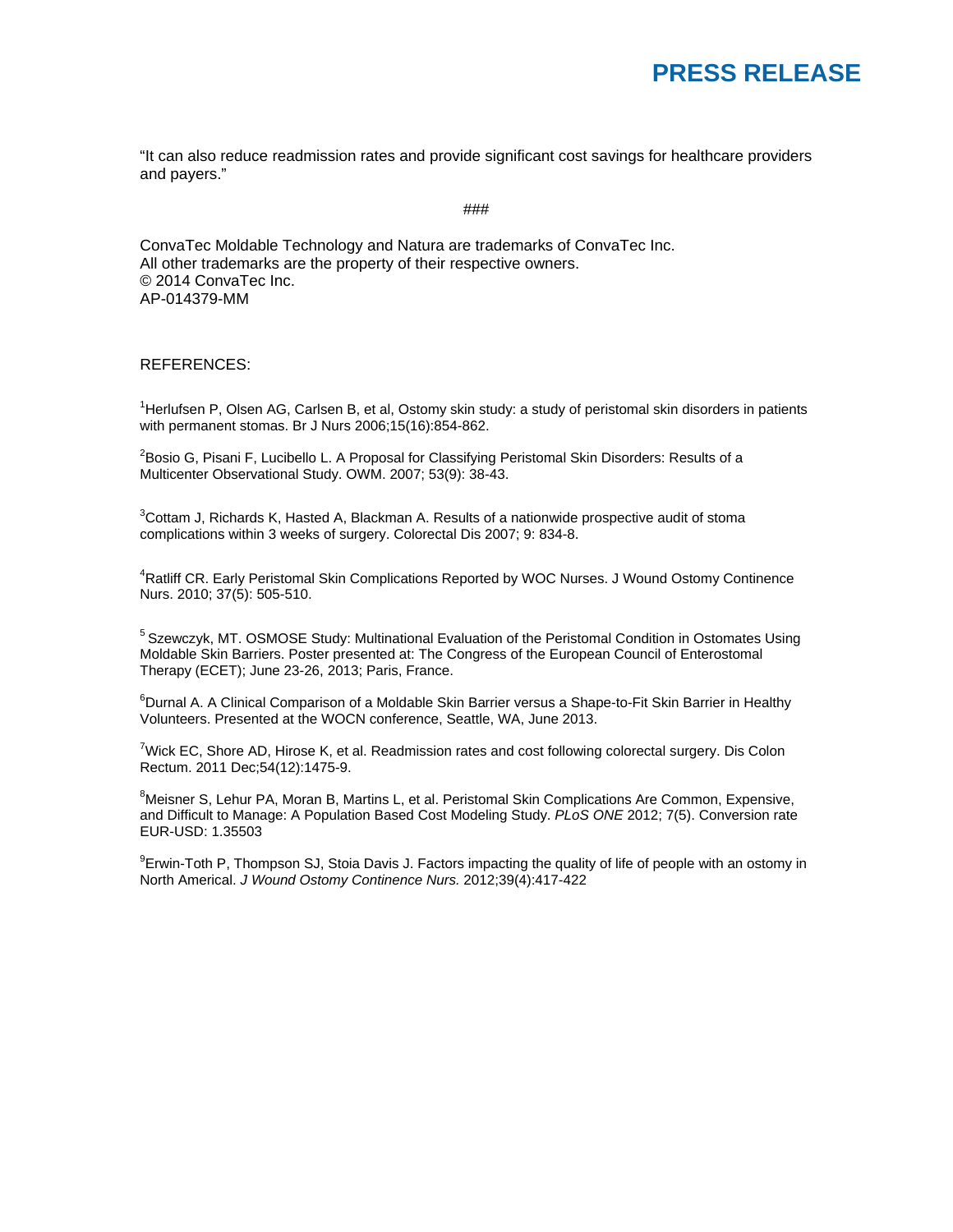"It can also reduce readmission rates and provide significant cost savings for healthcare providers and payers."

###

ConvaTec Moldable Technology and Natura are trademarks of ConvaTec Inc.
All other trademarks are the property of their respective owners.
© 2014 ConvaTec Inc.
AP-014379-MM

REFERENCES:

[1]Herlufsen P, Olsen AG, Carlsen B, et al, Ostomy skin study: a study of peristomal skin disorders in patients with permanent stomas. Br J Nurs 2006;15(16):854-862.

[2]Bosio G, Pisani F, Lucibello L. A Proposal for Classifying Peristomal Skin Disorders: Results of a Multicenter Observational Study. OWM. 2007; 53(9): 38-43.

[3]Cottam J, Richards K, Hasted A, Blackman A. Results of a nationwide prospective audit of stoma complications within 3 weeks of surgery. Colorectal Dis 2007; 9: 834-8.

[4]Ratliff CR. Early Peristomal Skin Complications Reported by WOC Nurses. J Wound Ostomy Continence Nurs. 2010; 37(5): 505-510.

[5] Szewczyk, MT. OSMOSE Study: Multinational Evaluation of the Peristomal Condition in Ostomates Using Moldable Skin Barriers. Poster presented at: The Congress of the European Council of Enterostomal Therapy (ECET); June 23-26, 2013; Paris, France.

[6]Durnal A. A Clinical Comparison of a Moldable Skin Barrier versus a Shape-to-Fit Skin Barrier in Healthy Volunteers. Presented at the WOCN conference, Seattle, WA, June 2013.

[7]Wick EC, Shore AD, Hirose K, et al. Readmission rates and cost following colorectal surgery. Dis Colon Rectum. 2011 Dec;54(12):1475-9.

[8]Meisner S, Lehur PA, Moran B, Martins L, et al. Peristomal Skin Complications Are Common, Expensive, and Difficult to Manage: A Population Based Cost Modeling Study. *PLoS ONE* 2012; 7(5). Conversion rate EUR-USD: 1.35503

[9]Erwin-Toth P, Thompson SJ, Stoia Davis J. Factors impacting the quality of life of people with an ostomy in North Americal. *J Wound Ostomy Continence Nurs.* 2012;39(4):417-422